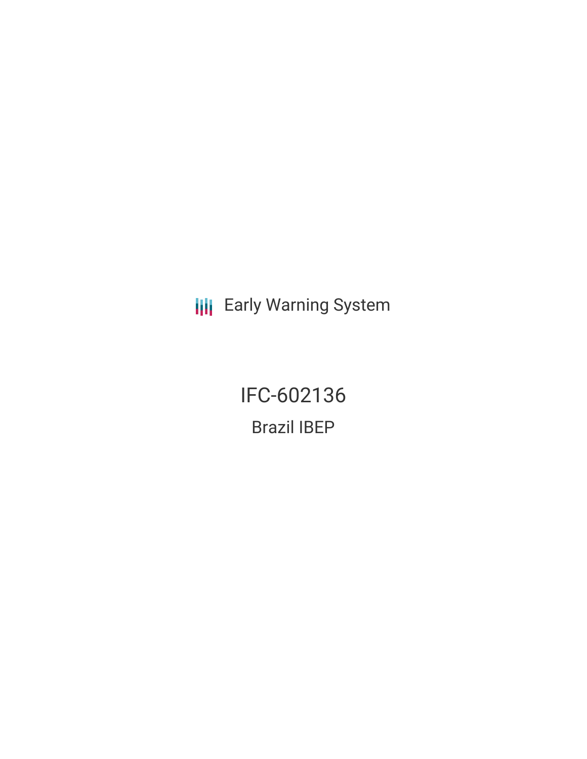Early Warning System

# IFC-602136

## Brazil IBEP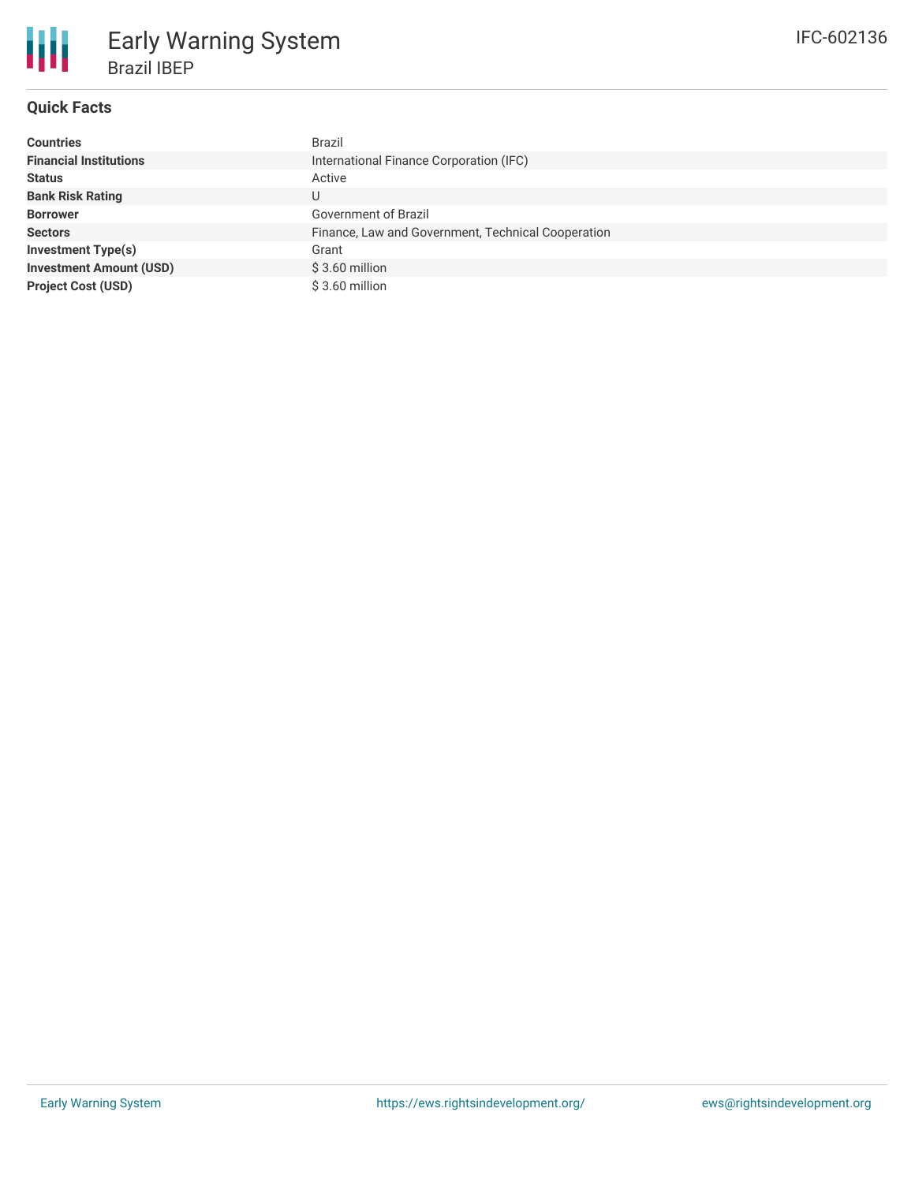# Early Warning System

## Brazil IBEP

IFC-602136

### Quick Facts

| | |
|---|---|
| **Countries** | Brazil |
| **Financial Institutions** | International Finance Corporation (IFC) |
| **Status** | Active |
| **Bank Risk Rating** | U |
| **Borrower** | Government of Brazil |
| **Sectors** | Finance, Law and Government, Technical Cooperation |
| **Investment Type(s)** | Grant |
| **Investment Amount (USD)** | $ 3.60 million |
| **Project Cost (USD)** | $ 3.60 million |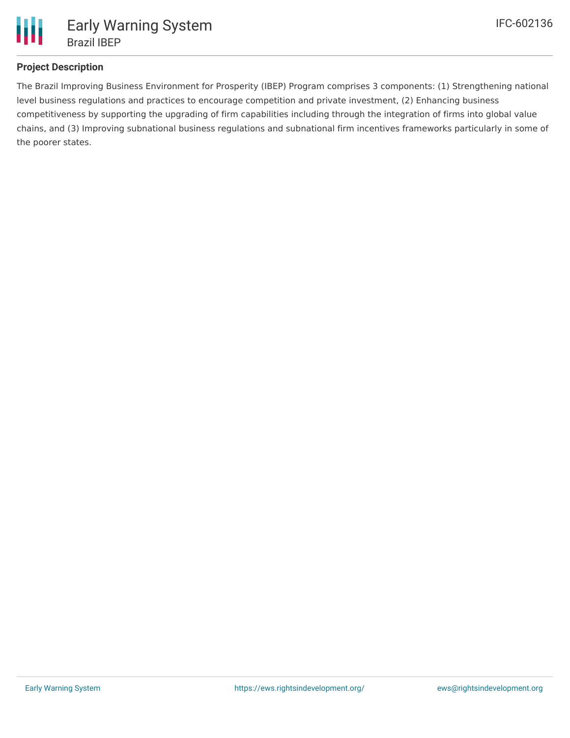## Project Description

The Brazil Improving Business Environment for Prosperity (IBEP) Program comprises 3 components: (1) Strengthening national level business regulations and practices to encourage competition and private investment, (2) Enhancing business competitiveness by supporting the upgrading of firm capabilities including through the integration of firms into global value chains, and (3) Improving subnational business regulations and subnational firm incentives frameworks particularly in some of the poorer states.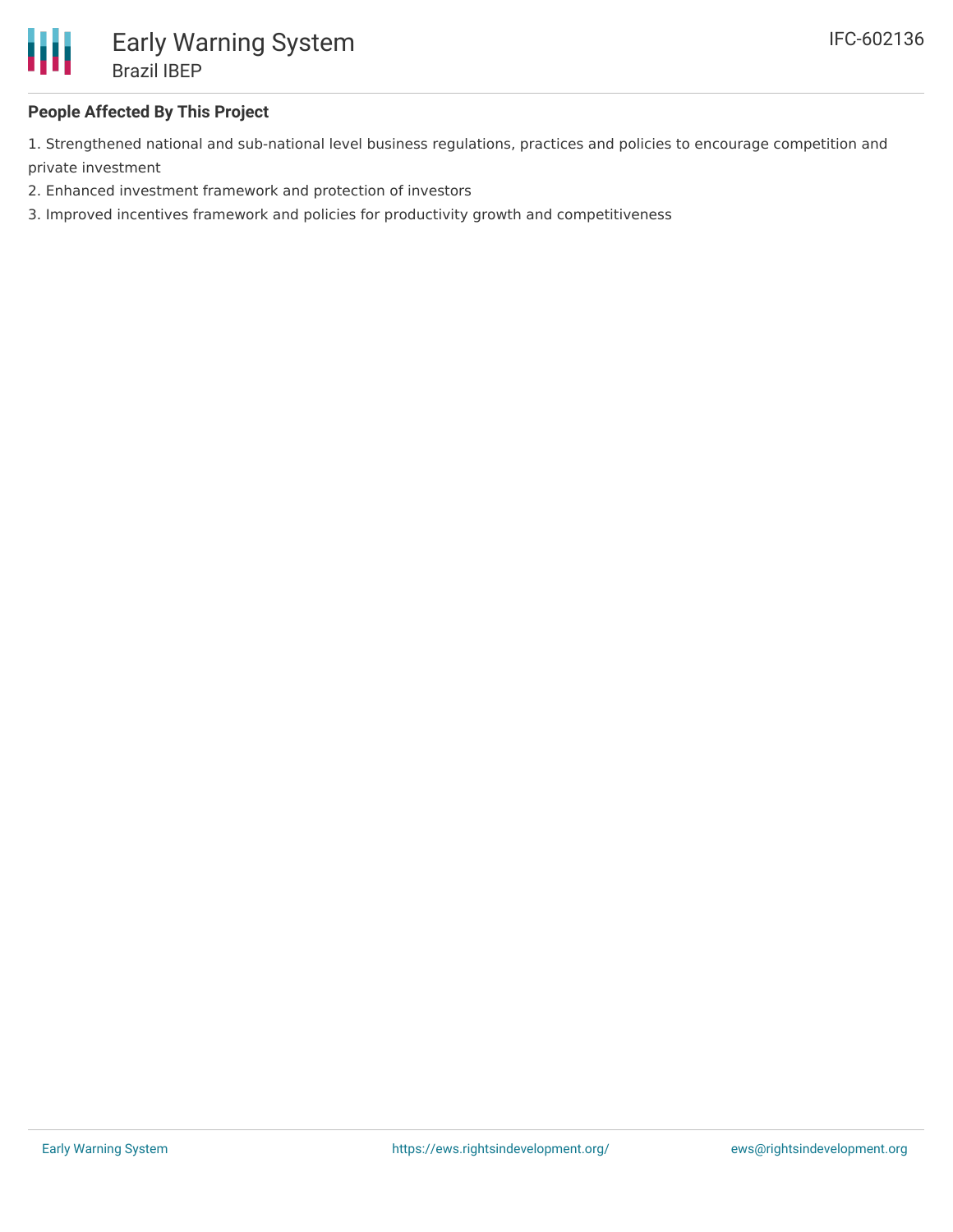## People Affected By This Project

1. Strengthened national and sub-national level business regulations, practices and policies to encourage competition and private investment
2. Enhanced investment framework and protection of investors
3. Improved incentives framework and policies for productivity growth and competitiveness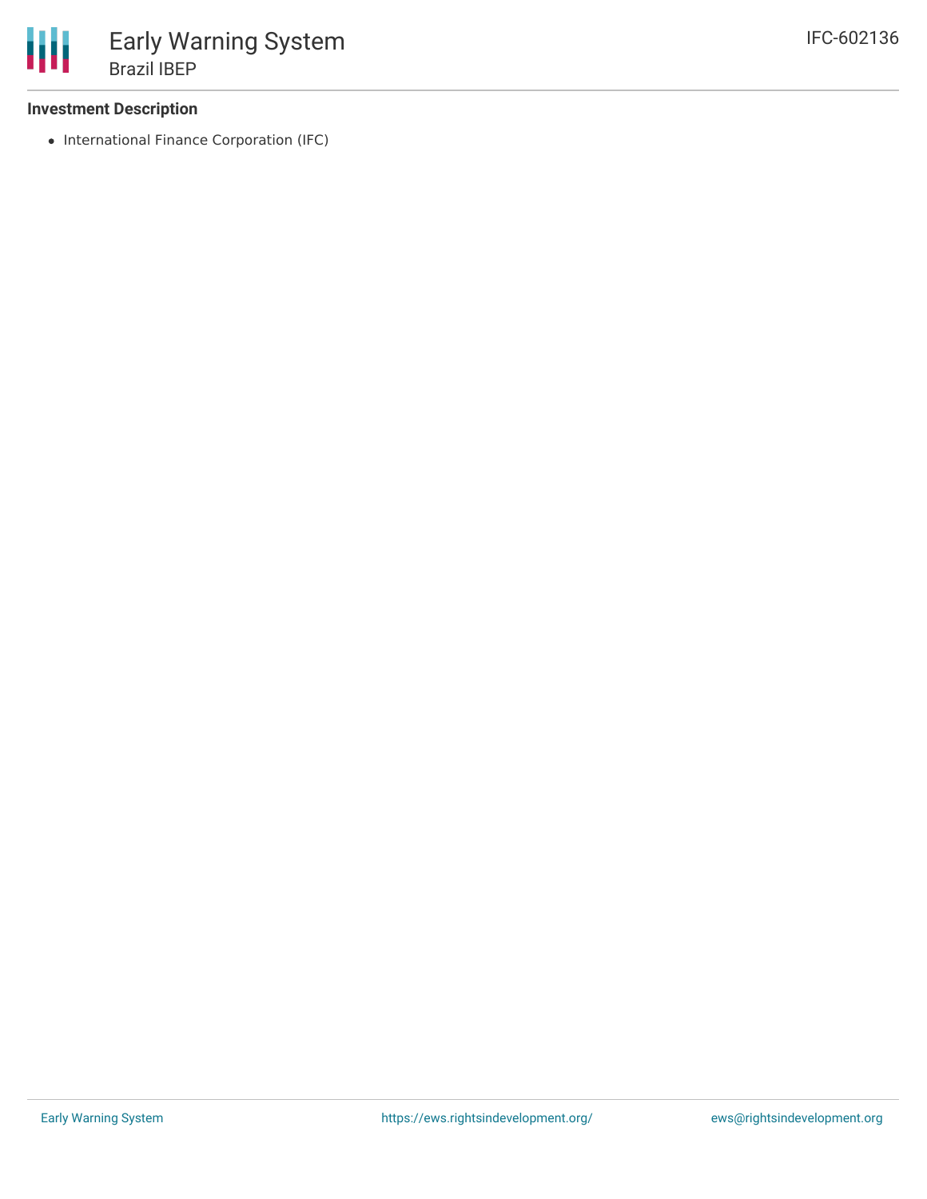### Investment Description

- International Finance Corporation (IFC)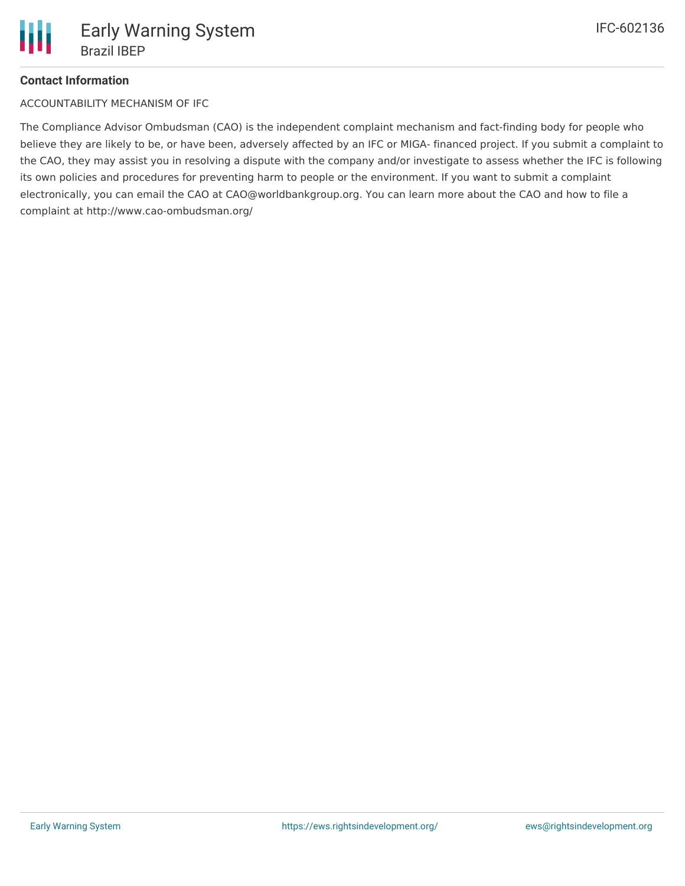**Contact Information**

ACCOUNTABILITY MECHANISM OF IFC

The Compliance Advisor Ombudsman (CAO) is the independent complaint mechanism and fact-finding body for people who believe they are likely to be, or have been, adversely affected by an IFC or MIGA- financed project. If you submit a complaint to the CAO, they may assist you in resolving a dispute with the company and/or investigate to assess whether the IFC is following its own policies and procedures for preventing harm to people or the environment. If you want to submit a complaint electronically, you can email the CAO at CAO@worldbankgroup.org. You can learn more about the CAO and how to file a complaint at http://www.cao-ombudsman.org/